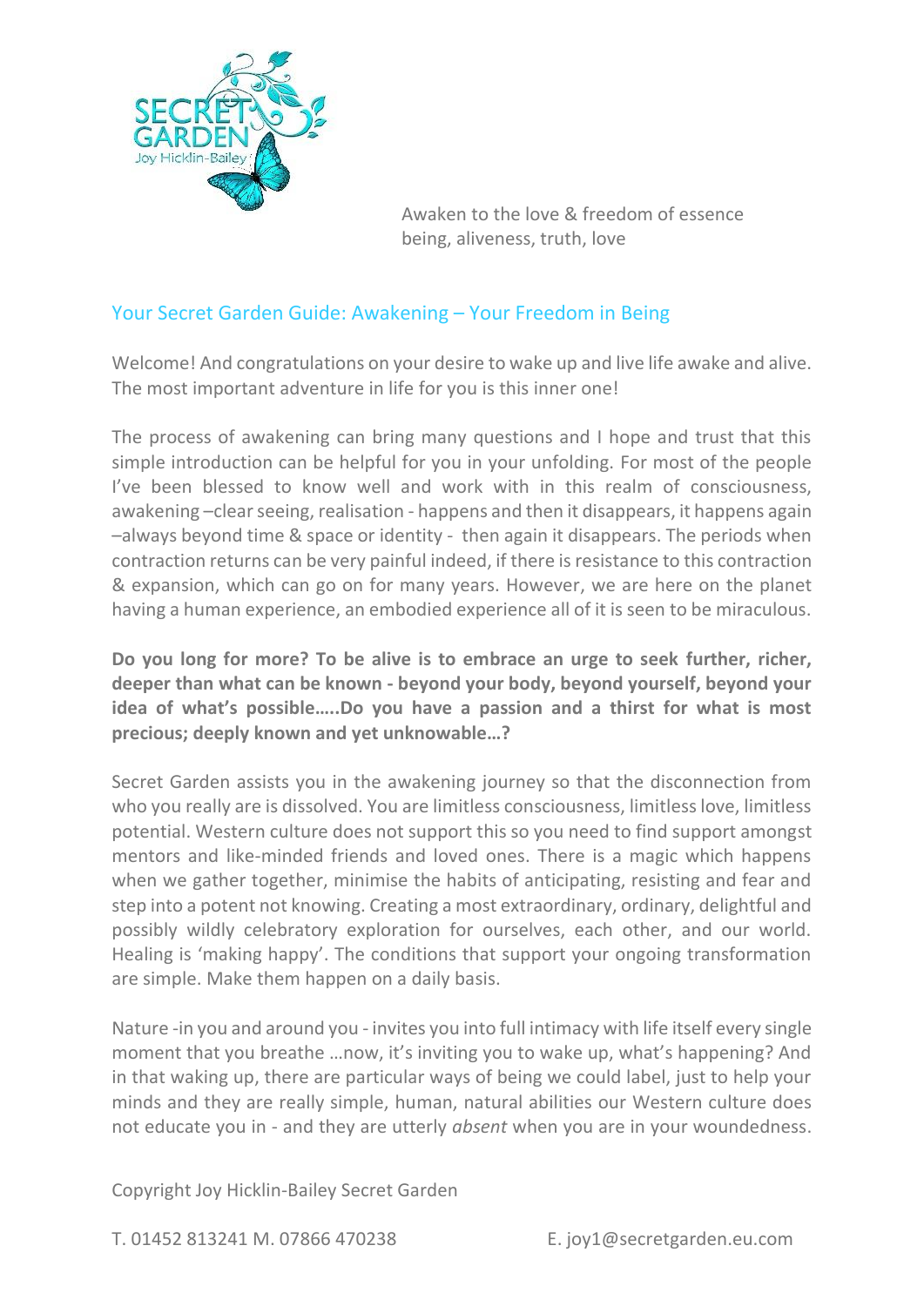SECRET GARDEN
Joy Hicklin-Bailey

Awaken to the love & freedom of essence
being, aliveness, truth, love

## Your Secret Garden Guide: Awakening – Your Freedom in Being

Welcome! And congratulations on your desire to wake up and live life awake and alive. The most important adventure in life for you is this inner one!

The process of awakening can bring many questions and I hope and trust that this simple introduction can be helpful for you in your unfolding. For most of the people I've been blessed to know well and work with in this realm of consciousness, awakening –clear seeing, realisation - happens and then it disappears, it happens again –always beyond time & space or identity - then again it disappears. The periods when contraction returns can be very painful indeed, if there is resistance to this contraction & expansion, which can go on for many years. However, we are here on the planet having a human experience, an embodied experience all of it is seen to be miraculous.

**Do you long for more? To be alive is to embrace an urge to seek further, richer, deeper than what can be known - beyond your body, beyond yourself, beyond your idea of what's possible…..Do you have a passion and a thirst for what is most precious; deeply known and yet unknowable…?**

Secret Garden assists you in the awakening journey so that the disconnection from who you really are is dissolved. You are limitless consciousness, limitless love, limitless potential. Western culture does not support this so you need to find support amongst mentors and like-minded friends and loved ones. There is a magic which happens when we gather together, minimise the habits of anticipating, resisting and fear and step into a potent not knowing. Creating a most extraordinary, ordinary, delightful and possibly wildly celebratory exploration for ourselves, each other, and our world. Healing is 'making happy'. The conditions that support your ongoing transformation are simple. Make them happen on a daily basis.

Nature -in you and around you - invites you into full intimacy with life itself every single moment that you breathe …now, it's inviting you to wake up, what's happening? And in that waking up, there are particular ways of being we could label, just to help your minds and they are really simple, human, natural abilities our Western culture does not educate you in - and they are utterly *absent* when you are in your woundedness.

Copyright Joy Hicklin-Bailey Secret Garden

T. 01452 813241 M. 07866 470238 E. joy1@secretgarden.eu.com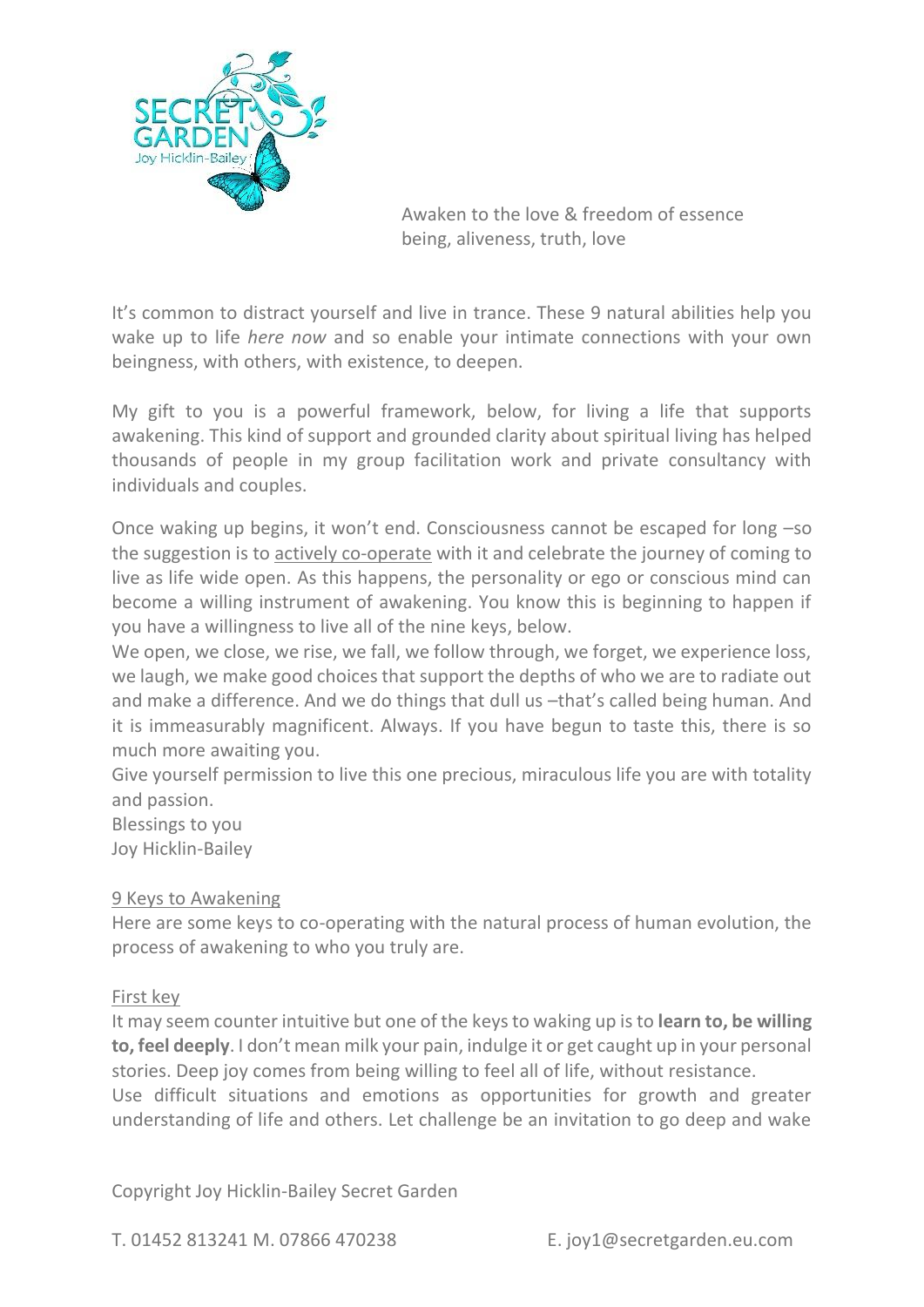Awaken to the love & freedom of essence
being, aliveness, truth, love

It's common to distract yourself and live in trance. These 9 natural abilities help you wake up to life *here now* and so enable your intimate connections with your own beingness, with others, with existence, to deepen.

My gift to you is a powerful framework, below, for living a life that supports awakening. This kind of support and grounded clarity about spiritual living has helped thousands of people in my group facilitation work and private consultancy with individuals and couples.

Once waking up begins, it won't end. Consciousness cannot be escaped for long –so the suggestion is to <u>actively co-operate</u> with it and celebrate the journey of coming to live as life wide open. As this happens, the personality or ego or conscious mind can become a willing instrument of awakening. You know this is beginning to happen if you have a willingness to live all of the nine keys, below.

We open, we close, we rise, we fall, we follow through, we forget, we experience loss, we laugh, we make good choices that support the depths of who we are to radiate out and make a difference. And we do things that dull us –that's called being human. And it is immeasurably magnificent. Always. If you have begun to taste this, there is so much more awaiting you.

Give yourself permission to live this one precious, miraculous life you are with totality and passion.

Blessings to you

Joy Hicklin-Bailey

## 9 Keys to Awakening

Here are some keys to co-operating with the natural process of human evolution, the process of awakening to who you truly are.

### First key

It may seem counter intuitive but one of the keys to waking up is to **learn to, be willing to, feel deeply**. I don't mean milk your pain, indulge it or get caught up in your personal stories. Deep joy comes from being willing to feel all of life, without resistance.

Use difficult situations and emotions as opportunities for growth and greater understanding of life and others. Let challenge be an invitation to go deep and wake

Copyright Joy Hicklin-Bailey Secret Garden

T. 01452 813241 M. 07866 470238 E. joy1@secretgarden.eu.com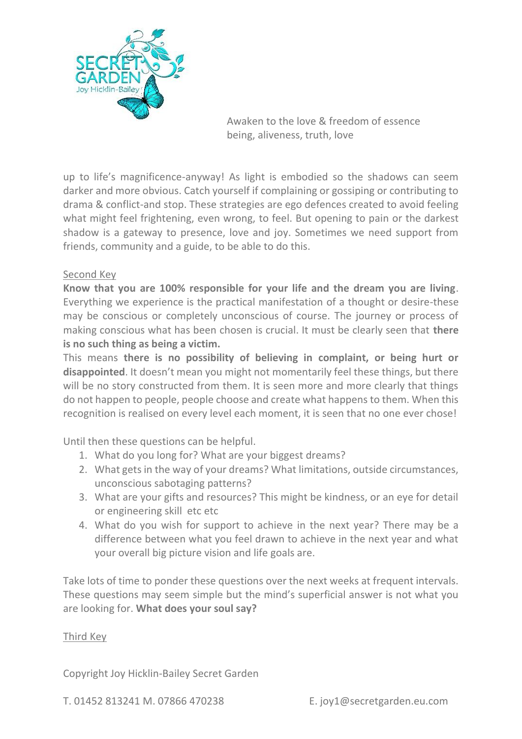up to life's magnificence-anyway! As light is embodied so the shadows can seem darker and more obvious. Catch yourself if complaining or gossiping or contributing to drama & conflict-and stop. These strategies are ego defences created to avoid feeling what might feel frightening, even wrong, to feel. But opening to pain or the darkest shadow is a gateway to presence, love and joy. Sometimes we need support from friends, community and a guide, to be able to do this.

Second Key

**Know that you are 100% responsible for your life and the dream you are living**. Everything we experience is the practical manifestation of a thought or desire-these may be conscious or completely unconscious of course. The journey or process of making conscious what has been chosen is crucial. It must be clearly seen that **there is no such thing as being a victim.**

This means **there is no possibility of believing in complaint, or being hurt or disappointed**. It doesn't mean you might not momentarily feel these things, but there will be no story constructed from them. It is seen more and more clearly that things do not happen to people, people choose and create what happens to them. When this recognition is realised on every level each moment, it is seen that no one ever chose!

Until then these questions can be helpful.

1. What do you long for? What are your biggest dreams?
2. What gets in the way of your dreams? What limitations, outside circumstances, unconscious sabotaging patterns?
3. What are your gifts and resources? This might be kindness, or an eye for detail or engineering skill etc etc
4. What do you wish for support to achieve in the next year? There may be a difference between what you feel drawn to achieve in the next year and what your overall big picture vision and life goals are.

Take lots of time to ponder these questions over the next weeks at frequent intervals. These questions may seem simple but the mind's superficial answer is not what you are looking for. **What does your soul say?**

Third Key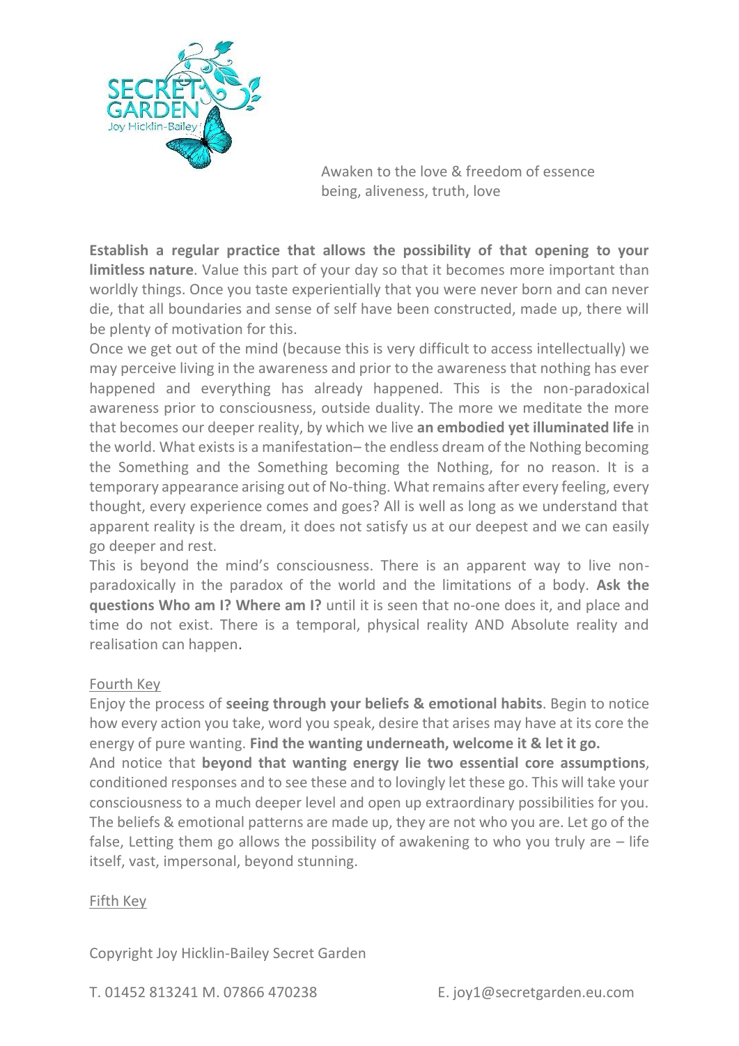Awaken to the love & freedom of essence
being, aliveness, truth, love

**Establish a regular practice that allows the possibility of that opening to your limitless nature**. Value this part of your day so that it becomes more important than worldly things. Once you taste experientially that you were never born and can never die, that all boundaries and sense of self have been constructed, made up, there will be plenty of motivation for this.

Once we get out of the mind (because this is very difficult to access intellectually) we may perceive living in the awareness and prior to the awareness that nothing has ever happened and everything has already happened. This is the non-paradoxical awareness prior to consciousness, outside duality. The more we meditate the more that becomes our deeper reality, by which we live **an embodied yet illuminated life** in the world. What exists is a manifestation– the endless dream of the Nothing becoming the Something and the Something becoming the Nothing, for no reason. It is a temporary appearance arising out of No-thing. What remains after every feeling, every thought, every experience comes and goes? All is well as long as we understand that apparent reality is the dream, it does not satisfy us at our deepest and we can easily go deeper and rest.

This is beyond the mind's consciousness. There is an apparent way to live non-paradoxically in the paradox of the world and the limitations of a body. **Ask the questions Who am I? Where am I?** until it is seen that no-one does it, and place and time do not exist. There is a temporal, physical reality AND Absolute reality and realisation can happen.

Fourth Key

Enjoy the process of **seeing through your beliefs & emotional habits**. Begin to notice how every action you take, word you speak, desire that arises may have at its core the energy of pure wanting. **Find the wanting underneath, welcome it & let it go.**

And notice that **beyond that wanting energy lie two essential core assumptions**, conditioned responses and to see these and to lovingly let these go. This will take your consciousness to a much deeper level and open up extraordinary possibilities for you. The beliefs & emotional patterns are made up, they are not who you are. Let go of the false, Letting them go allows the possibility of awakening to who you truly are – life itself, vast, impersonal, beyond stunning.

Fifth Key

Copyright Joy Hicklin-Bailey Secret Garden

T. 01452 813241 M. 07866 470238 E. joy1@secretgarden.eu.com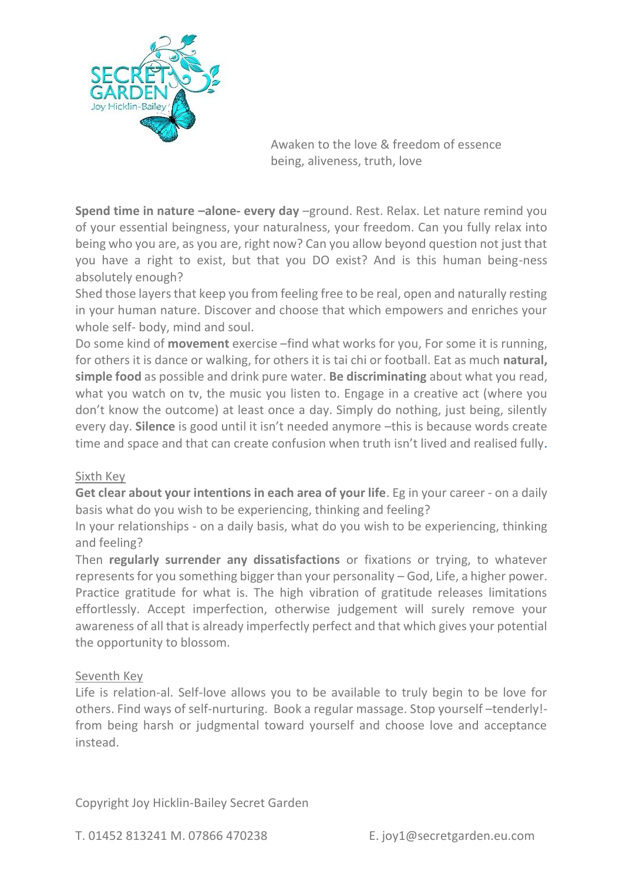Awaken to the love & freedom of essence
being, aliveness, truth, love

**Spend time in nature –alone- every day** –ground. Rest. Relax. Let nature remind you of your essential beingness, your naturalness, your freedom. Can you fully relax into being who you are, as you are, right now? Can you allow beyond question not just that you have a right to exist, but that you DO exist? And is this human being-ness absolutely enough?

Shed those layers that keep you from feeling free to be real, open and naturally resting in your human nature. Discover and choose that which empowers and enriches your whole self- body, mind and soul.

Do some kind of **movement** exercise –find what works for you, For some it is running, for others it is dance or walking, for others it is tai chi or football. Eat as much **natural, simple food** as possible and drink pure water. **Be discriminating** about what you read, what you watch on tv, the music you listen to. Engage in a creative act (where you don't know the outcome) at least once a day. Simply do nothing, just being, silently every day. **Silence** is good until it isn't needed anymore –this is because words create time and space and that can create confusion when truth isn't lived and realised fully.

## Sixth Key

**Get clear about your intentions in each area of your life**. Eg in your career - on a daily basis what do you wish to be experiencing, thinking and feeling?

In your relationships - on a daily basis, what do you wish to be experiencing, thinking and feeling?

Then **regularly surrender any dissatisfactions** or fixations or trying, to whatever represents for you something bigger than your personality – God, Life, a higher power. Practice gratitude for what is. The high vibration of gratitude releases limitations effortlessly. Accept imperfection, otherwise judgement will surely remove your awareness of all that is already imperfectly perfect and that which gives your potential the opportunity to blossom.

## Seventh Key

Life is relation-al. Self-love allows you to be available to truly begin to be love for others. Find ways of self-nurturing. Book a regular massage. Stop yourself –tenderly!- from being harsh or judgmental toward yourself and choose love and acceptance instead.

Copyright Joy Hicklin-Bailey Secret Garden

T. 01452 813241 M. 07866 470238 E. joy1@secretgarden.eu.com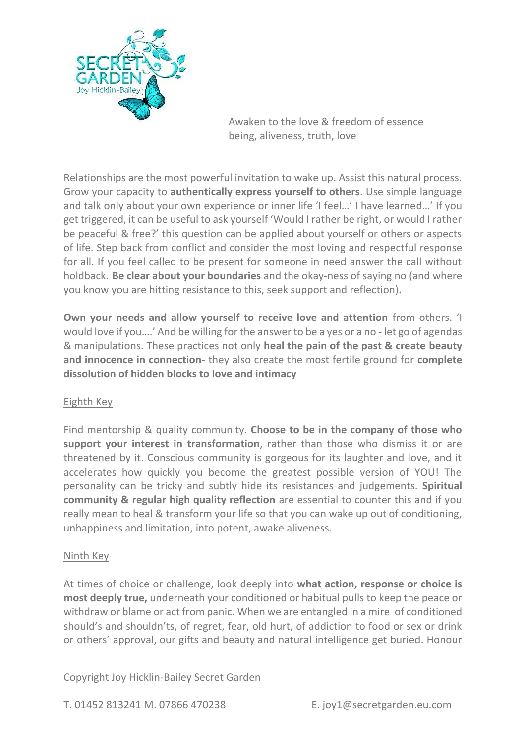Awaken to the love & freedom of essence
being, aliveness, truth, love

Relationships are the most powerful invitation to wake up. Assist this natural process. Grow your capacity to **authentically express yourself to others**. Use simple language and talk only about your own experience or inner life 'I feel…' I have learned…' If you get triggered, it can be useful to ask yourself 'Would I rather be right, or would I rather be peaceful & free?' this question can be applied about yourself or others or aspects of life. Step back from conflict and consider the most loving and respectful response for all. If you feel called to be present for someone in need answer the call without holdback. **Be clear about your boundaries** and the okay-ness of saying no (and where you know you are hitting resistance to this, seek support and reflection)**.**

**Own your needs and allow yourself to receive love and attention** from others. 'I would love if you….' And be willing for the answer to be a yes or a no - let go of agendas & manipulations. These practices not only **heal the pain of the past & create beauty and innocence in connection**- they also create the most fertile ground for **complete dissolution of hidden blocks to love and intimacy**

## Eighth Key

Find mentorship & quality community. **Choose to be in the company of those who support your interest in transformation**, rather than those who dismiss it or are threatened by it. Conscious community is gorgeous for its laughter and love, and it accelerates how quickly you become the greatest possible version of YOU! The personality can be tricky and subtly hide its resistances and judgements. **Spiritual community & regular high quality reflection** are essential to counter this and if you really mean to heal & transform your life so that you can wake up out of conditioning, unhappiness and limitation, into potent, awake aliveness.

## Ninth Key

At times of choice or challenge, look deeply into **what action, response or choice is most deeply true,** underneath your conditioned or habitual pulls to keep the peace or withdraw or blame or act from panic. When we are entangled in a mire of conditioned should's and shouldn'ts, of regret, fear, old hurt, of addiction to food or sex or drink or others' approval, our gifts and beauty and natural intelligence get buried. Honour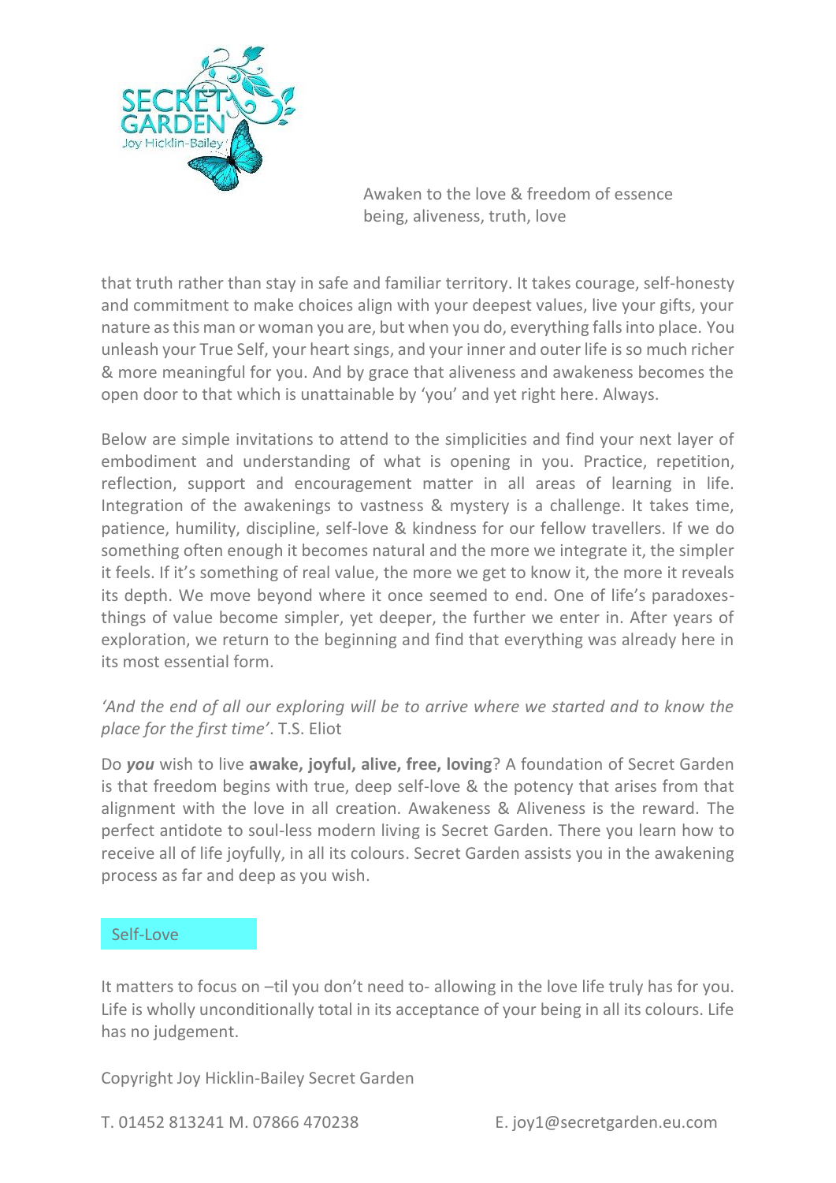that truth rather than stay in safe and familiar territory. It takes courage, self-honesty and commitment to make choices align with your deepest values, live your gifts, your nature as this man or woman you are, but when you do, everything falls into place. You unleash your True Self, your heart sings, and your inner and outer life is so much richer & more meaningful for you. And by grace that aliveness and awakeness becomes the open door to that which is unattainable by 'you' and yet right here. Always.

Below are simple invitations to attend to the simplicities and find your next layer of embodiment and understanding of what is opening in you. Practice, repetition, reflection, support and encouragement matter in all areas of learning in life. Integration of the awakenings to vastness & mystery is a challenge. It takes time, patience, humility, discipline, self-love & kindness for our fellow travellers. If we do something often enough it becomes natural and the more we integrate it, the simpler it feels. If it's something of real value, the more we get to know it, the more it reveals its depth. We move beyond where it once seemed to end. One of life's paradoxes- things of value become simpler, yet deeper, the further we enter in. After years of exploration, we return to the beginning and find that everything was already here in its most essential form.

*'And the end of all our exploring will be to arrive where we started and to know the place for the first time'*. T.S. Eliot

Do ***you*** wish to live **awake, joyful, alive, free, loving**? A foundation of Secret Garden is that freedom begins with true, deep self-love & the potency that arises from that alignment with the love in all creation. Awakeness & Aliveness is the reward. The perfect antidote to soul-less modern living is Secret Garden. There you learn how to receive all of life joyfully, in all its colours. Secret Garden assists you in the awakening process as far and deep as you wish.

## Self-Love

It matters to focus on –til you don't need to- allowing in the love life truly has for you. Life is wholly unconditionally total in its acceptance of your being in all its colours. Life has no judgement.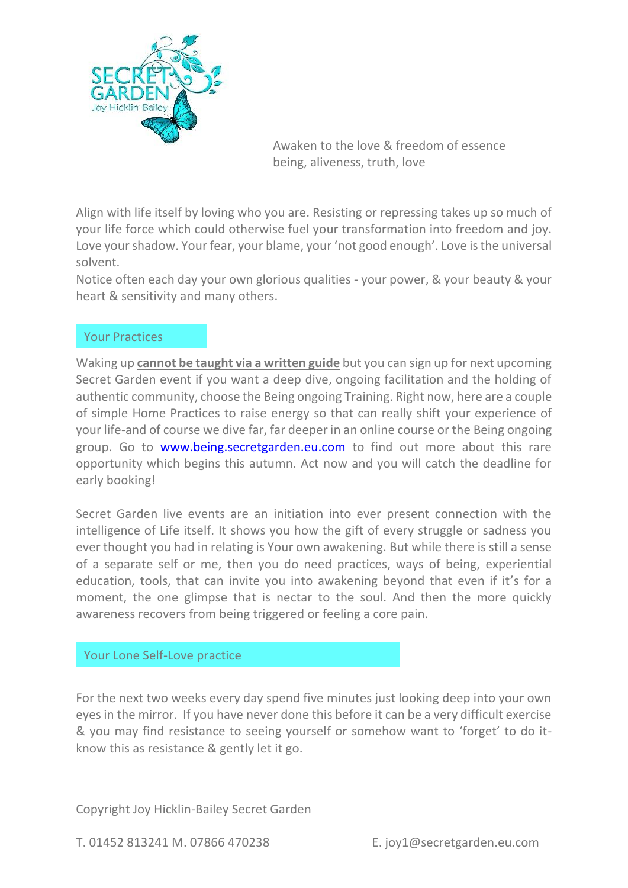Awaken to the love & freedom of essence
being, aliveness, truth, love

Align with life itself by loving who you are. Resisting or repressing takes up so much of your life force which could otherwise fuel your transformation into freedom and joy. Love your shadow. Your fear, your blame, your 'not good enough'. Love is the universal solvent.
Notice often each day your own glorious qualities - your power, & your beauty & your heart & sensitivity and many others.

## Your Practices

Waking up **cannot be taught via a written guide** but you can sign up for next upcoming Secret Garden event if you want a deep dive, ongoing facilitation and the holding of authentic community, choose the Being ongoing Training. Right now, here are a couple of simple Home Practices to raise energy so that can really shift your experience of your life-and of course we dive far, far deeper in an online course or the Being ongoing group. Go to [www.being.secretgarden.eu.com](http://www.being.secretgarden.eu.com) to find out more about this rare opportunity which begins this autumn. Act now and you will catch the deadline for early booking!

Secret Garden live events are an initiation into ever present connection with the intelligence of Life itself. It shows you how the gift of every struggle or sadness you ever thought you had in relating is Your own awakening. But while there is still a sense of a separate self or me, then you do need practices, ways of being, experiential education, tools, that can invite you into awakening beyond that even if it's for a moment, the one glimpse that is nectar to the soul. And then the more quickly awareness recovers from being triggered or feeling a core pain.

## Your Lone Self-Love practice

For the next two weeks every day spend five minutes just looking deep into your own eyes in the mirror. If you have never done this before it can be a very difficult exercise & you may find resistance to seeing yourself or somehow want to 'forget' to do it-know this as resistance & gently let it go.

Copyright Joy Hicklin-Bailey Secret Garden

T. 01452 813241 M. 07866 470238 E. joy1@secretgarden.eu.com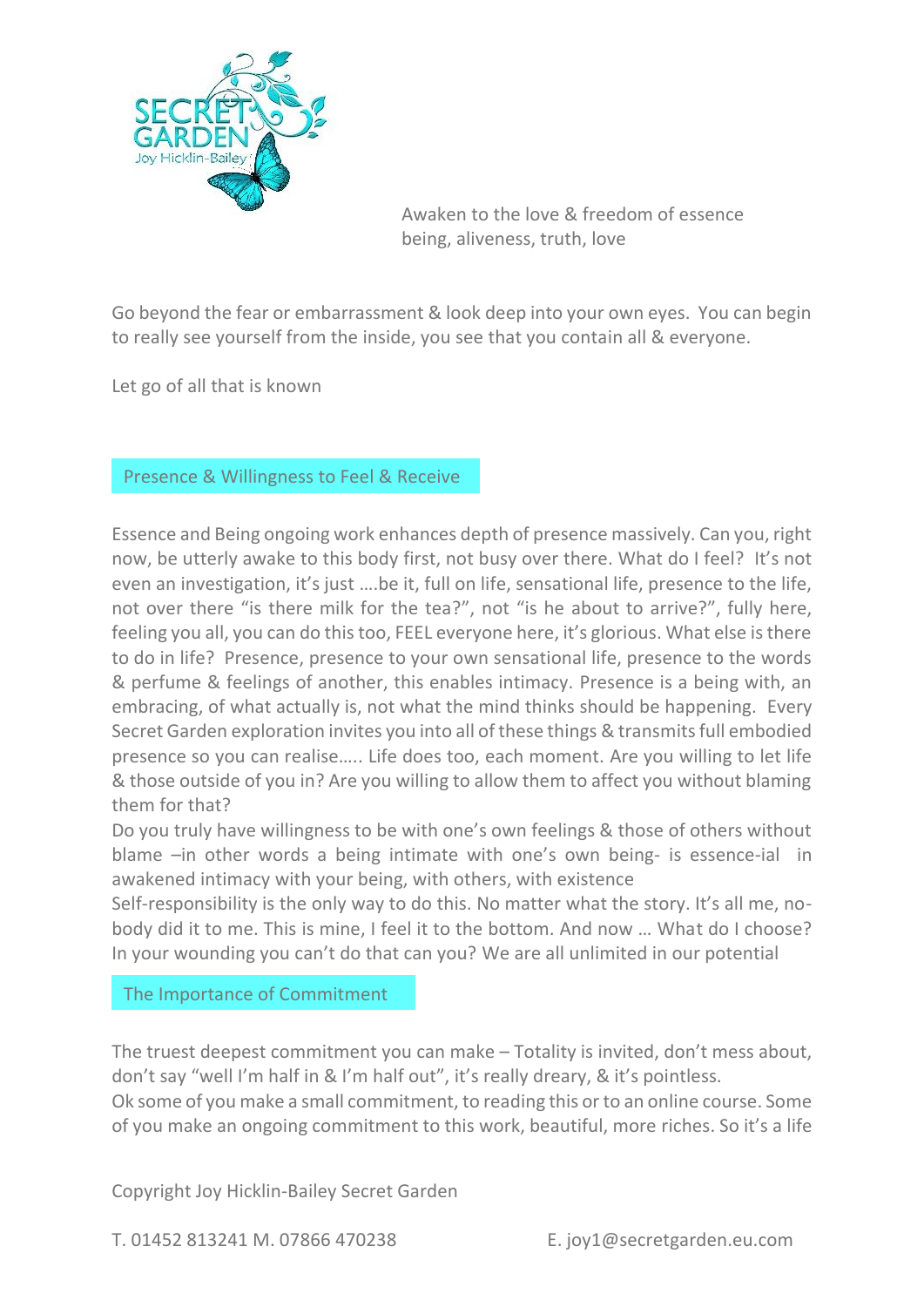Awaken to the love & freedom of essence
being, aliveness, truth, love

Go beyond the fear or embarrassment & look deep into your own eyes. You can begin to really see yourself from the inside, you see that you contain all & everyone.

Let go of all that is known

## Presence & Willingness to Feel & Receive

Essence and Being ongoing work enhances depth of presence massively. Can you, right now, be utterly awake to this body first, not busy over there. What do I feel? It's not even an investigation, it's just ….be it, full on life, sensational life, presence to the life, not over there "is there milk for the tea?", not "is he about to arrive?", fully here, feeling you all, you can do this too, FEEL everyone here, it's glorious. What else is there to do in life? Presence, presence to your own sensational life, presence to the words & perfume & feelings of another, this enables intimacy. Presence is a being with, an embracing, of what actually is, not what the mind thinks should be happening. Every Secret Garden exploration invites you into all of these things & transmits full embodied presence so you can realise….. Life does too, each moment. Are you willing to let life & those outside of you in? Are you willing to allow them to affect you without blaming them for that?

Do you truly have willingness to be with one's own feelings & those of others without blame –in other words a being intimate with one's own being- is essence-ial in awakened intimacy with your being, with others, with existence

Self-responsibility is the only way to do this. No matter what the story. It's all me, no-body did it to me. This is mine, I feel it to the bottom. And now … What do I choose? In your wounding you can't do that can you? We are all unlimited in our potential

## The Importance of Commitment

The truest deepest commitment you can make – Totality is invited, don't mess about, don't say "well I'm half in & I'm half out", it's really dreary, & it's pointless.

Ok some of you make a small commitment, to reading this or to an online course. Some of you make an ongoing commitment to this work, beautiful, more riches. So it's a life

Copyright Joy Hicklin-Bailey Secret Garden

T. 01452 813241 M. 07866 470238 E. joy1@secretgarden.eu.com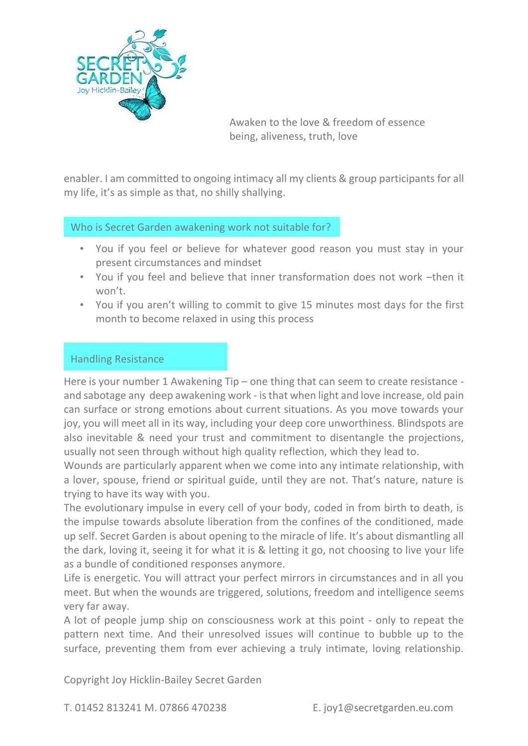Awaken to the love & freedom of essence
being, aliveness, truth, love

enabler. I am committed to ongoing intimacy all my clients & group participants for all my life, it's as simple as that, no shilly shallying.

## Who is Secret Garden awakening work not suitable for?

- You if you feel or believe for whatever good reason you must stay in your present circumstances and mindset
- You if you feel and believe that inner transformation does not work –then it won't.
- You if you aren't willing to commit to give 15 minutes most days for the first month to become relaxed in using this process

## Handling Resistance

Here is your number 1 Awakening Tip – one thing that can seem to create resistance - and sabotage any deep awakening work - is that when light and love increase, old pain can surface or strong emotions about current situations. As you move towards your joy, you will meet all in its way, including your deep core unworthiness. Blindspots are also inevitable & need your trust and commitment to disentangle the projections, usually not seen through without high quality reflection, which they lead to.

Wounds are particularly apparent when we come into any intimate relationship, with a lover, spouse, friend or spiritual guide, until they are not. That's nature, nature is trying to have its way with you.

The evolutionary impulse in every cell of your body, coded in from birth to death, is the impulse towards absolute liberation from the confines of the conditioned, made up self. Secret Garden is about opening to the miracle of life. It's about dismantling all the dark, loving it, seeing it for what it is & letting it go, not choosing to live your life as a bundle of conditioned responses anymore.

Life is energetic. You will attract your perfect mirrors in circumstances and in all you meet. But when the wounds are triggered, solutions, freedom and intelligence seems very far away.

A lot of people jump ship on consciousness work at this point - only to repeat the pattern next time. And their unresolved issues will continue to bubble up to the surface, preventing them from ever achieving a truly intimate, loving relationship.

Copyright Joy Hicklin-Bailey Secret Garden

T. 01452 813241 M. 07866 470238 E. joy1@secretgarden.eu.com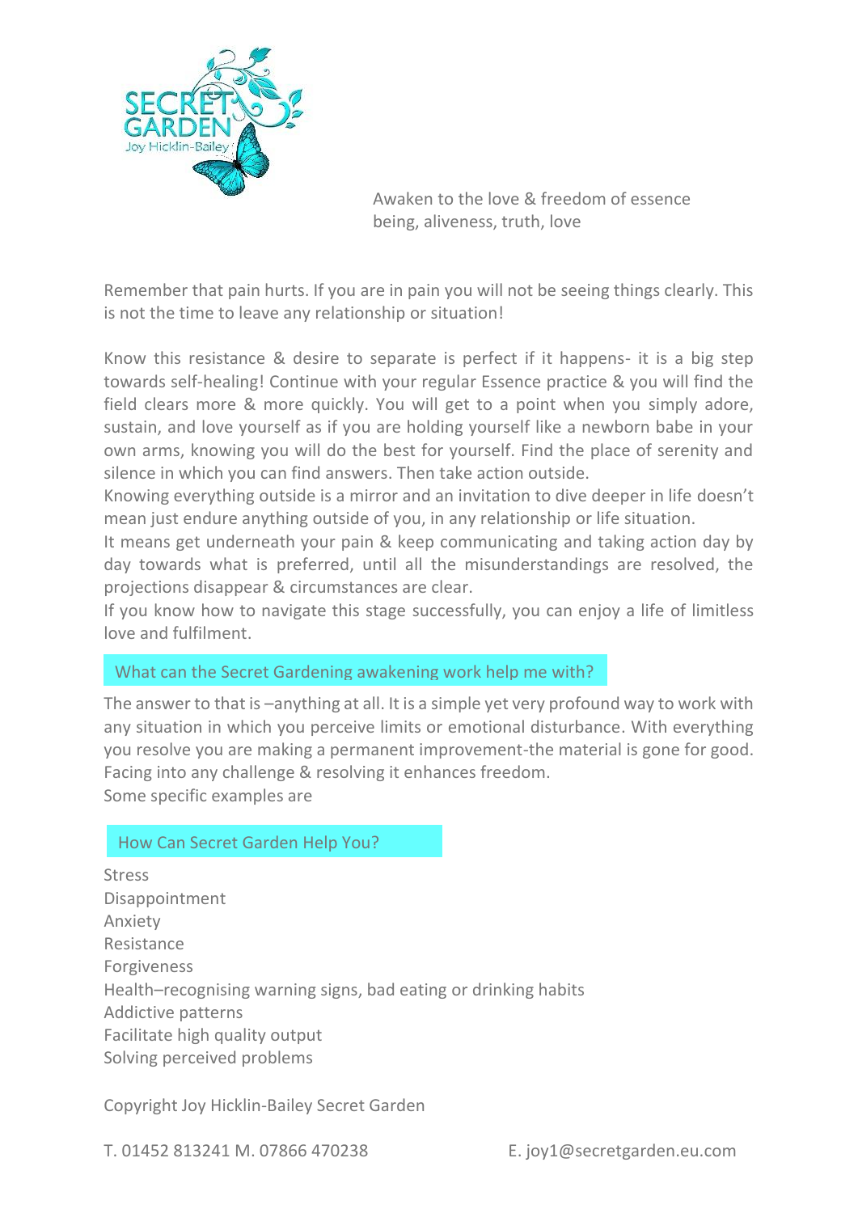Awaken to the love & freedom of essence
being, aliveness, truth, love

Remember that pain hurts. If you are in pain you will not be seeing things clearly. This is not the time to leave any relationship or situation!

Know this resistance & desire to separate is perfect if it happens- it is a big step towards self-healing! Continue with your regular Essence practice & you will find the field clears more & more quickly. You will get to a point when you simply adore, sustain, and love yourself as if you are holding yourself like a newborn babe in your own arms, knowing you will do the best for yourself. Find the place of serenity and silence in which you can find answers. Then take action outside.

Knowing everything outside is a mirror and an invitation to dive deeper in life doesn't mean just endure anything outside of you, in any relationship or life situation.

It means get underneath your pain & keep communicating and taking action day by day towards what is preferred, until all the misunderstandings are resolved, the projections disappear & circumstances are clear.

If you know how to navigate this stage successfully, you can enjoy a life of limitless love and fulfilment.

## What can the Secret Gardening awakening work help me with?

The answer to that is –anything at all. It is a simple yet very profound way to work with any situation in which you perceive limits or emotional disturbance. With everything you resolve you are making a permanent improvement-the material is gone for good. Facing into any challenge & resolving it enhances freedom.

Some specific examples are

## How Can Secret Garden Help You?

Stress
Disappointment
Anxiety
Resistance
Forgiveness
Health–recognising warning signs, bad eating or drinking habits
Addictive patterns
Facilitate high quality output
Solving perceived problems

Copyright Joy Hicklin-Bailey Secret Garden

T. 01452 813241 M. 07866 470238 E. joy1@secretgarden.eu.com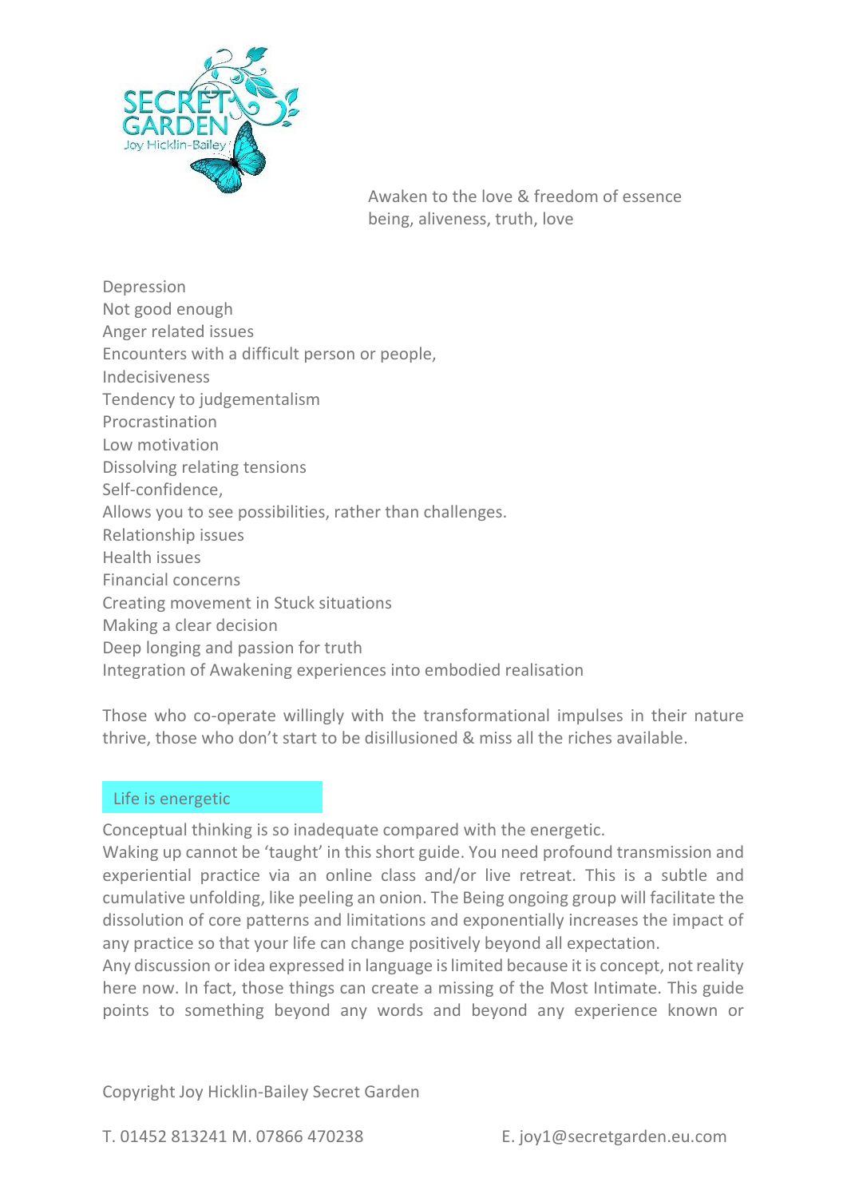Awaken to the love & freedom of essence
being, aliveness, truth, love

Depression
Not good enough
Anger related issues
Encounters with a difficult person or people,
Indecisiveness
Tendency to judgementalism
Procrastination
Low motivation
Dissolving relating tensions
Self-confidence,
Allows you to see possibilities, rather than challenges.
Relationship issues
Health issues
Financial concerns
Creating movement in Stuck situations
Making a clear decision
Deep longing and passion for truth
Integration of Awakening experiences into embodied realisation

Those who co-operate willingly with the transformational impulses in their nature thrive, those who don't start to be disillusioned & miss all the riches available.

## Life is energetic

Conceptual thinking is so inadequate compared with the energetic.
Waking up cannot be 'taught' in this short guide. You need profound transmission and experiential practice via an online class and/or live retreat. This is a subtle and cumulative unfolding, like peeling an onion. The Being ongoing group will facilitate the dissolution of core patterns and limitations and exponentially increases the impact of any practice so that your life can change positively beyond all expectation.
Any discussion or idea expressed in language is limited because it is concept, not reality here now. In fact, those things can create a missing of the Most Intimate. This guide points to something beyond any words and beyond any experience known or

Copyright Joy Hicklin-Bailey Secret Garden

T. 01452 813241 M. 07866 470238 E. joy1@secretgarden.eu.com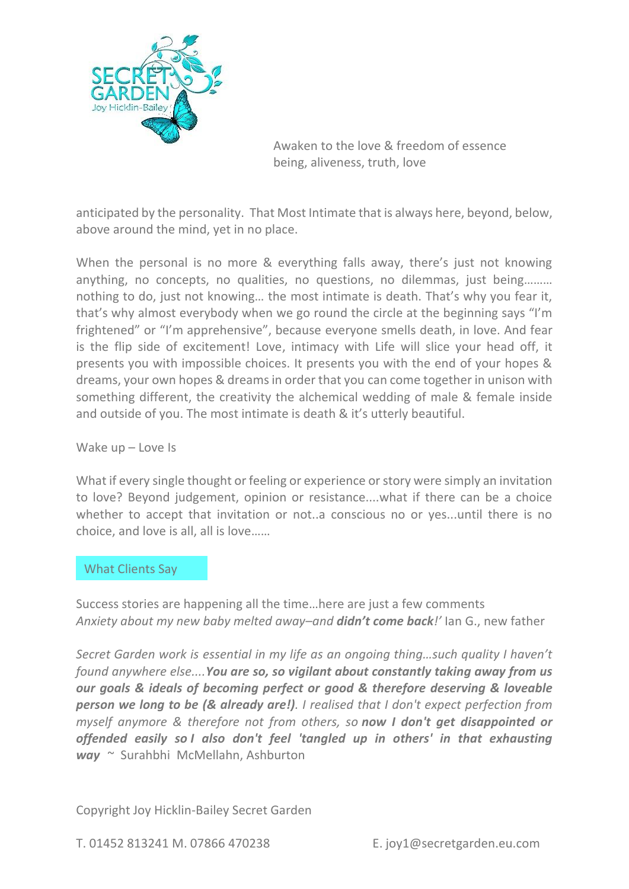anticipated by the personality. That Most Intimate that is always here, beyond, below, above around the mind, yet in no place.

When the personal is no more & everything falls away, there's just not knowing anything, no concepts, no qualities, no questions, no dilemmas, just being……… nothing to do, just not knowing… the most intimate is death. That's why you fear it, that's why almost everybody when we go round the circle at the beginning says "I'm frightened" or "I'm apprehensive", because everyone smells death, in love. And fear is the flip side of excitement! Love, intimacy with Life will slice your head off, it presents you with impossible choices. It presents you with the end of your hopes & dreams, your own hopes & dreams in order that you can come together in unison with something different, the creativity the alchemical wedding of male & female inside and outside of you. The most intimate is death & it's utterly beautiful.

Wake up – Love Is

What if every single thought or feeling or experience or story were simply an invitation to love? Beyond judgement, opinion or resistance....what if there can be a choice whether to accept that invitation or not..a conscious no or yes...until there is no choice, and love is all, all is love……

## What Clients Say

Success stories are happening all the time…here are just a few comments
*Anxiety about my new baby melted away–and **didn't come back**!'* Ian G., new father

*Secret Garden work is essential in my life as an ongoing thing…such quality I haven't found anywhere else....**You are so, so vigilant about constantly taking away from us our goals & ideals of becoming perfect or good & therefore deserving & loveable person we long to be (& already are!)**. I realised that I don't expect perfection from myself anymore & therefore not from others, so **now I don't get disappointed or offended easily so I also don't feel 'tangled up in others' in that exhausting way*** ~ Surahbhi McMellahn, Ashburton

Copyright Joy Hicklin-Bailey Secret Garden

T. 01452 813241 M. 07866 470238 E. joy1@secretgarden.eu.com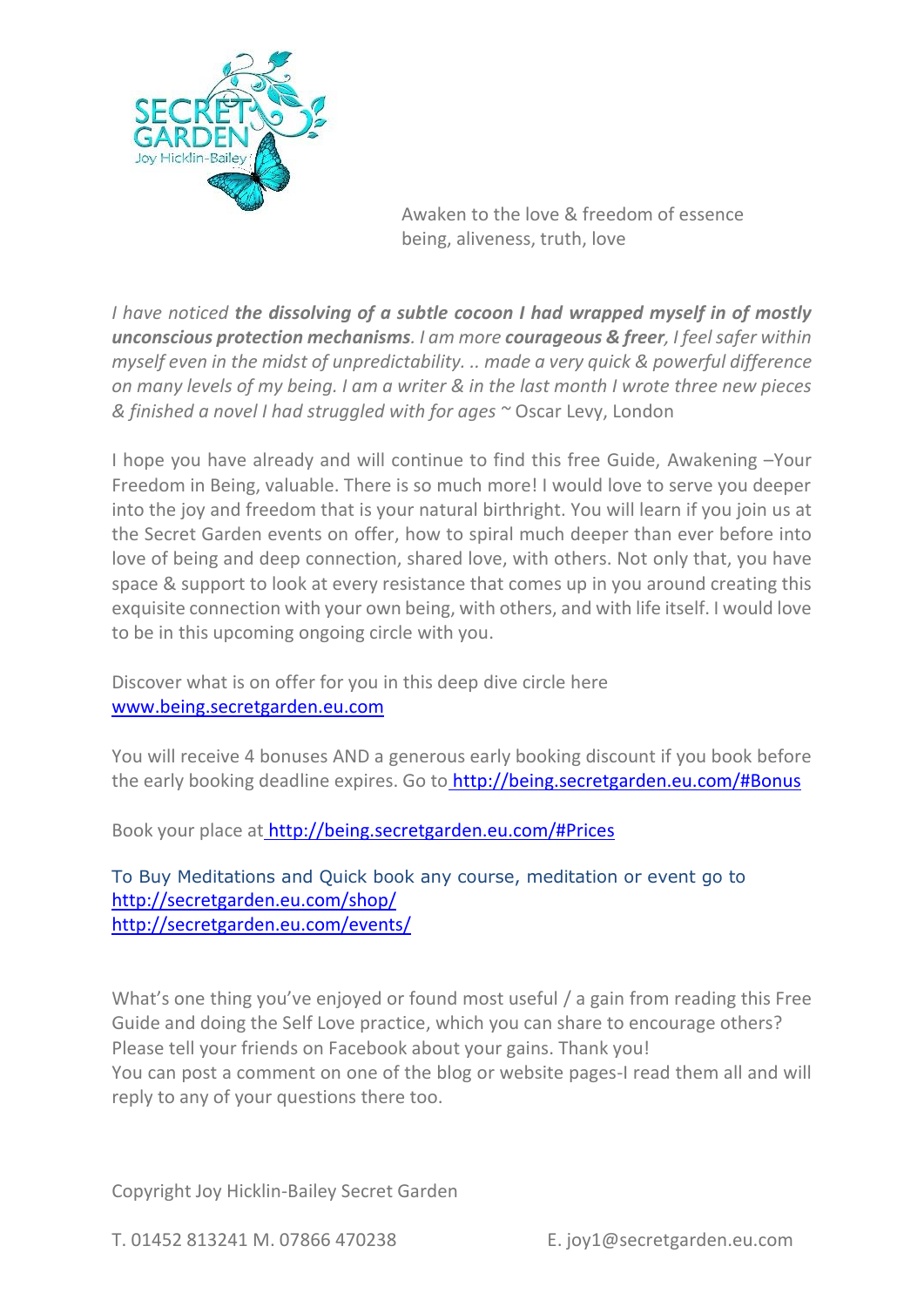Awaken to the love & freedom of essence
being, aliveness, truth, love

*I have noticed **the dissolving of a subtle cocoon I had wrapped myself in of mostly unconscious protection mechanisms**. I am more **courageous & freer**, I feel safer within myself even in the midst of unpredictability. .. made a very quick & powerful difference on many levels of my being. I am a writer & in the last month I wrote three new pieces & finished a novel I had struggled with for ages* ~ Oscar Levy, London

I hope you have already and will continue to find this free Guide, Awakening –Your Freedom in Being, valuable. There is so much more! I would love to serve you deeper into the joy and freedom that is your natural birthright. You will learn if you join us at the Secret Garden events on offer, how to spiral much deeper than ever before into love of being and deep connection, shared love, with others. Not only that, you have space & support to look at every resistance that comes up in you around creating this exquisite connection with your own being, with others, and with life itself. I would love to be in this upcoming ongoing circle with you.

Discover what is on offer for you in this deep dive circle here
www.being.secretgarden.eu.com

You will receive 4 bonuses AND a generous early booking discount if you book before the early booking deadline expires. Go to http://being.secretgarden.eu.com/#Bonus

Book your place at http://being.secretgarden.eu.com/#Prices

To Buy Meditations and Quick book any course, meditation or event go to
http://secretgarden.eu.com/shop/
http://secretgarden.eu.com/events/

What's one thing you've enjoyed or found most useful / a gain from reading this Free Guide and doing the Self Love practice, which you can share to encourage others? Please tell your friends on Facebook about your gains. Thank you!
You can post a comment on one of the blog or website pages-I read them all and will reply to any of your questions there too.

Copyright Joy Hicklin-Bailey Secret Garden

T. 01452 813241 M. 07866 470238 E. joy1@secretgarden.eu.com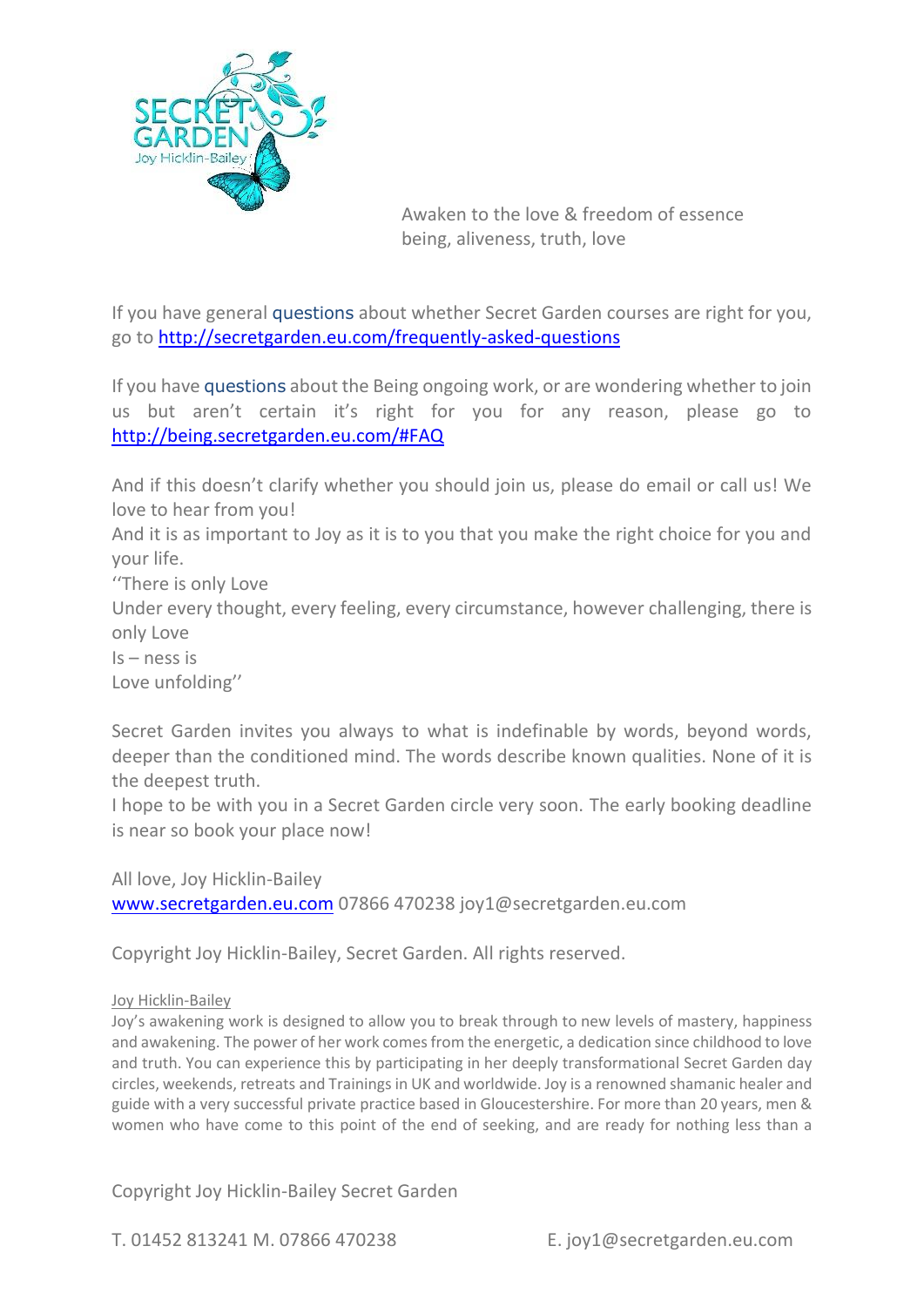Awaken to the love & freedom of essence
being, aliveness, truth, love

If you have general questions about whether Secret Garden courses are right for you, go to http://secretgarden.eu.com/frequently-asked-questions

If you have questions about the Being ongoing work, or are wondering whether to join us but aren't certain it's right for you for any reason, please go to http://being.secretgarden.eu.com/#FAQ

And if this doesn't clarify whether you should join us, please do email or call us! We love to hear from you!
And it is as important to Joy as it is to you that you make the right choice for you and your life.
''There is only Love
Under every thought, every feeling, every circumstance, however challenging, there is only Love
Is – ness is
Love unfolding''

Secret Garden invites you always to what is indefinable by words, beyond words, deeper than the conditioned mind. The words describe known qualities. None of it is the deepest truth.
I hope to be with you in a Secret Garden circle very soon. The early booking deadline is near so book your place now!

All love, Joy Hicklin-Bailey
www.secretgarden.eu.com 07866 470238 joy1@secretgarden.eu.com

Copyright Joy Hicklin-Bailey, Secret Garden. All rights reserved.

Joy Hicklin-Bailey
Joy's awakening work is designed to allow you to break through to new levels of mastery, happiness and awakening. The power of her work comes from the energetic, a dedication since childhood to love and truth. You can experience this by participating in her deeply transformational Secret Garden day circles, weekends, retreats and Trainings in UK and worldwide. Joy is a renowned shamanic healer and guide with a very successful private practice based in Gloucestershire. For more than 20 years, men & women who have come to this point of the end of seeking, and are ready for nothing less than a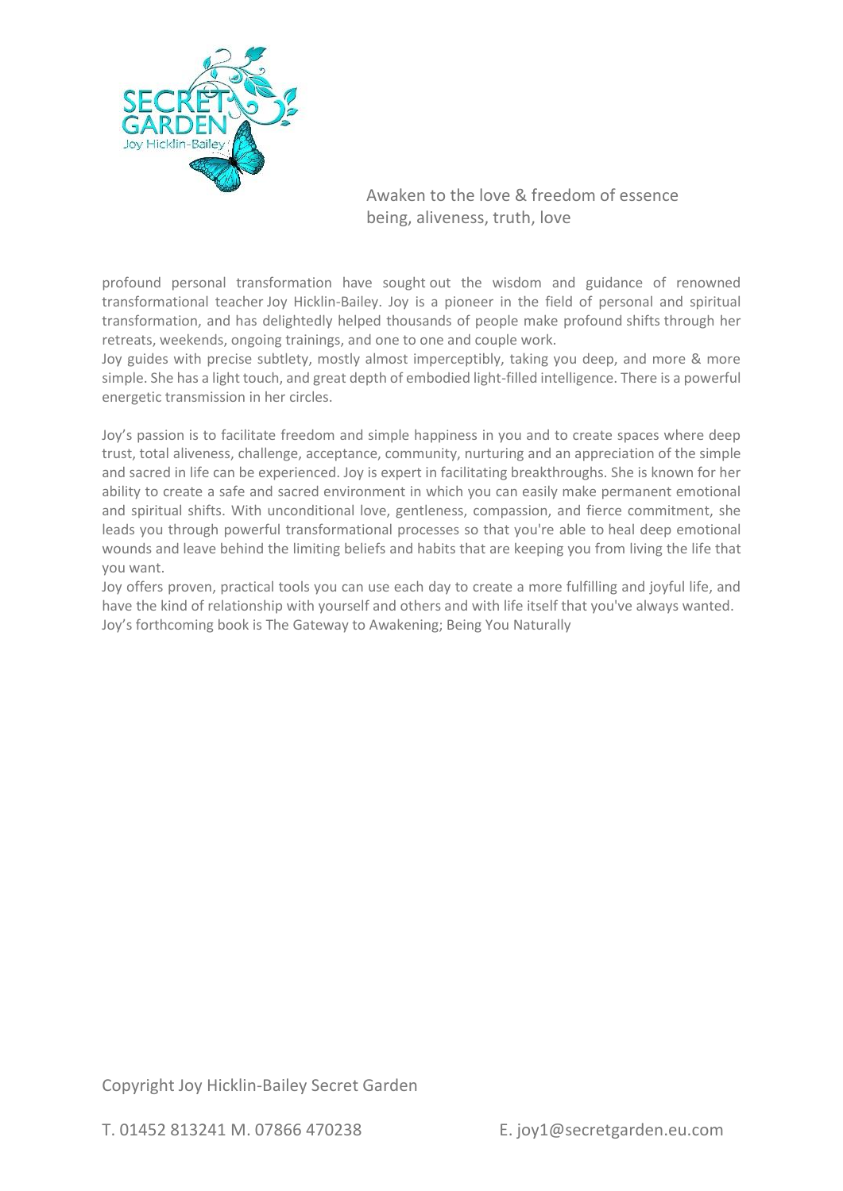Awaken to the love & freedom of essence
being, aliveness, truth, love

profound personal transformation have sought out the wisdom and guidance of renowned transformational teacher Joy Hicklin-Bailey. Joy is a pioneer in the field of personal and spiritual transformation, and has delightedly helped thousands of people make profound shifts through her retreats, weekends, ongoing trainings, and one to one and couple work.
Joy guides with precise subtlety, mostly almost imperceptibly, taking you deep, and more & more simple. She has a light touch, and great depth of embodied light-filled intelligence. There is a powerful energetic transmission in her circles.

Joy's passion is to facilitate freedom and simple happiness in you and to create spaces where deep trust, total aliveness, challenge, acceptance, community, nurturing and an appreciation of the simple and sacred in life can be experienced. Joy is expert in facilitating breakthroughs. She is known for her ability to create a safe and sacred environment in which you can easily make permanent emotional and spiritual shifts. With unconditional love, gentleness, compassion, and fierce commitment, she leads you through powerful transformational processes so that you're able to heal deep emotional wounds and leave behind the limiting beliefs and habits that are keeping you from living the life that you want.
Joy offers proven, practical tools you can use each day to create a more fulfilling and joyful life, and have the kind of relationship with yourself and others and with life itself that you've always wanted.
Joy's forthcoming book is The Gateway to Awakening; Being You Naturally

Copyright Joy Hicklin-Bailey Secret Garden

T. 01452 813241 M. 07866 470238 E. joy1@secretgarden.eu.com